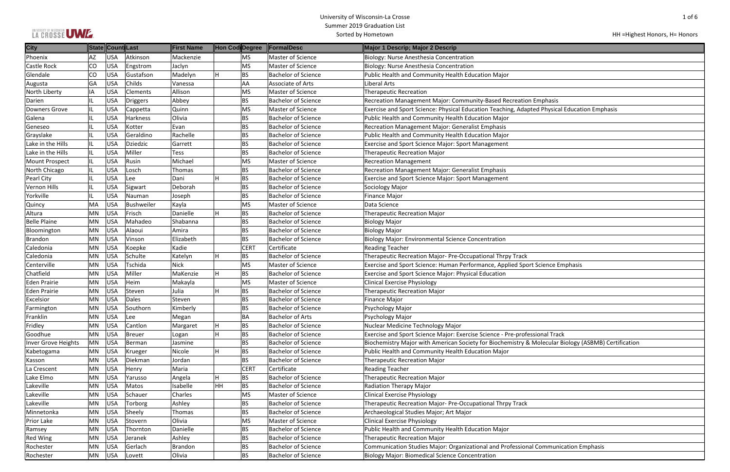University of Wisconsin-La Crosse
Summer 2019 Graduation List
Sorted by Hometown

HH =Highest Honors, H= Honors

| City | State | Count | Last | First Name | Hon Cod | Degree | FormalDesc | Major 1 Descrip; Major 2 Descrip |
|---|---|---|---|---|---|---|---|---|
| Phoenix | AZ | USA | Atkinson | Mackenzie | | MS | Master of Science | Biology: Nurse Anesthesia Concentration |
| Castle Rock | CO | USA | Engstrom | Jaclyn | | MS | Master of Science | Biology: Nurse Anesthesia Concentration |
| Glendale | CO | USA | Gustafson | Madelyn | H | BS | Bachelor of Science | Public Health and Community Health Education Major |
| Augusta | GA | USA | Childs | Vanessa | | AA | Associate of Arts | Liberal Arts |
| North Liberty | IA | USA | Clements | Allison | | MS | Master of Science | Therapeutic Recreation |
| Darien | IL | USA | Driggers | Abbey | | BS | Bachelor of Science | Recreation Management Major: Community-Based Recreation Emphasis |
| Downers Grove | IL | USA | Cappetta | Quinn | | MS | Master of Science | Exercise and Sport Science: Physical Education Teaching, Adapted Physical Education Emphasis |
| Galena | IL | USA | Harkness | Olivia | | BS | Bachelor of Science | Public Health and Community Health Education Major |
| Geneseo | IL | USA | Kotter | Evan | | BS | Bachelor of Science | Recreation Management Major: Generalist Emphasis |
| Grayslake | IL | USA | Geraldino | Rachelle | | BS | Bachelor of Science | Public Health and Community Health Education Major |
| Lake in the Hills | IL | USA | Dziedzic | Garrett | | BS | Bachelor of Science | Exercise and Sport Science Major: Sport Management |
| Lake in the Hills | IL | USA | Miller | Tess | | BS | Bachelor of Science | Therapeutic Recreation Major |
| Mount Prospect | IL | USA | Rusin | Michael | | MS | Master of Science | Recreation Management |
| North Chicago | IL | USA | Losch | Thomas | | BS | Bachelor of Science | Recreation Management Major: Generalist Emphasis |
| Pearl City | IL | USA | Lee | Dani | H | BS | Bachelor of Science | Exercise and Sport Science Major: Sport Management |
| Vernon Hills | IL | USA | Sigwart | Deborah | | BS | Bachelor of Science | Sociology Major |
| Yorkville | IL | USA | Nauman | Joseph | | BS | Bachelor of Science | Finance Major |
| Quincy | MA | USA | Bushweiler | Kayla | | MS | Master of Science | Data Science |
| Altura | MN | USA | Frisch | Danielle | H | BS | Bachelor of Science | Therapeutic Recreation Major |
| Belle Plaine | MN | USA | Mahadeo | Shabanna | | BS | Bachelor of Science | Biology Major |
| Bloomington | MN | USA | Alaoui | Amira | | BS | Bachelor of Science | Biology Major |
| Brandon | MN | USA | Vinson | Elizabeth | | BS | Bachelor of Science | Biology Major: Environmental Science Concentration |
| Caledonia | MN | USA | Koepke | Kadie | | CERT | Certificate | Reading Teacher |
| Caledonia | MN | USA | Schulte | Katelyn | H | BS | Bachelor of Science | Therapeutic Recreation Major- Pre-Occupational Thrpy Track |
| Centerville | MN | USA | Tschida | Nick | | MS | Master of Science | Exercise and Sport Science: Human Performance, Applied Sport Science Emphasis |
| Chatfield | MN | USA | Miller | MaKenzie | H | BS | Bachelor of Science | Exercise and Sport Science Major: Physical Education |
| Eden Prairie | MN | USA | Heim | Makayla | | MS | Master of Science | Clinical Exercise Physiology |
| Eden Prairie | MN | USA | Steven | Julia | H | BS | Bachelor of Science | Therapeutic Recreation Major |
| Excelsior | MN | USA | Dales | Steven | | BS | Bachelor of Science | Finance Major |
| Farmington | MN | USA | Southorn | Kimberly | | BS | Bachelor of Science | Psychology Major |
| Franklin | MN | USA | Lee | Megan | | BA | Bachelor of Arts | Psychology Major |
| Fridley | MN | USA | Cantlon | Margaret | H | BS | Bachelor of Science | Nuclear Medicine Technology Major |
| Goodhue | MN | USA | Breuer | Logan | H | BS | Bachelor of Science | Exercise and Sport Science Major: Exercise Science - Pre-professional Track |
| Inver Grove Heights | MN | USA | Berman | Jasmine | | BS | Bachelor of Science | Biochemistry Major with American Society for Biochemistry & Molecular Biology (ASBMB) Certification |
| Kabetogama | MN | USA | Krueger | Nicole | H | BS | Bachelor of Science | Public Health and Community Health Education Major |
| Kasson | MN | USA | Diekman | Jordan | | BS | Bachelor of Science | Therapeutic Recreation Major |
| La Crescent | MN | USA | Henry | Maria | | CERT | Certificate | Reading Teacher |
| Lake Elmo | MN | USA | Yarusso | Angela | H | BS | Bachelor of Science | Therapeutic Recreation Major |
| Lakeville | MN | USA | Matos | Isabelle | HH | BS | Bachelor of Science | Radiation Therapy Major |
| Lakeville | MN | USA | Schauer | Charles | | MS | Master of Science | Clinical Exercise Physiology |
| Lakeville | MN | USA | Torborg | Ashley | | BS | Bachelor of Science | Therapeutic Recreation Major- Pre-Occupational Thrpy Track |
| Minnetonka | MN | USA | Sheely | Thomas | | BS | Bachelor of Science | Archaeological Studies Major; Art Major |
| Prior Lake | MN | USA | Stovern | Olivia | | MS | Master of Science | Clinical Exercise Physiology |
| Ramsey | MN | USA | Thornton | Danielle | | BS | Bachelor of Science | Public Health and Community Health Education Major |
| Red Wing | MN | USA | Jeranek | Ashley | | BS | Bachelor of Science | Therapeutic Recreation Major |
| Rochester | MN | USA | Gerlach | Brandon | | BS | Bachelor of Science | Communication Studies Major: Organizational and Professional Communication Emphasis |
| Rochester | MN | USA | Lovett | Olivia | | BS | Bachelor of Science | Biology Major: Biomedical Science Concentration |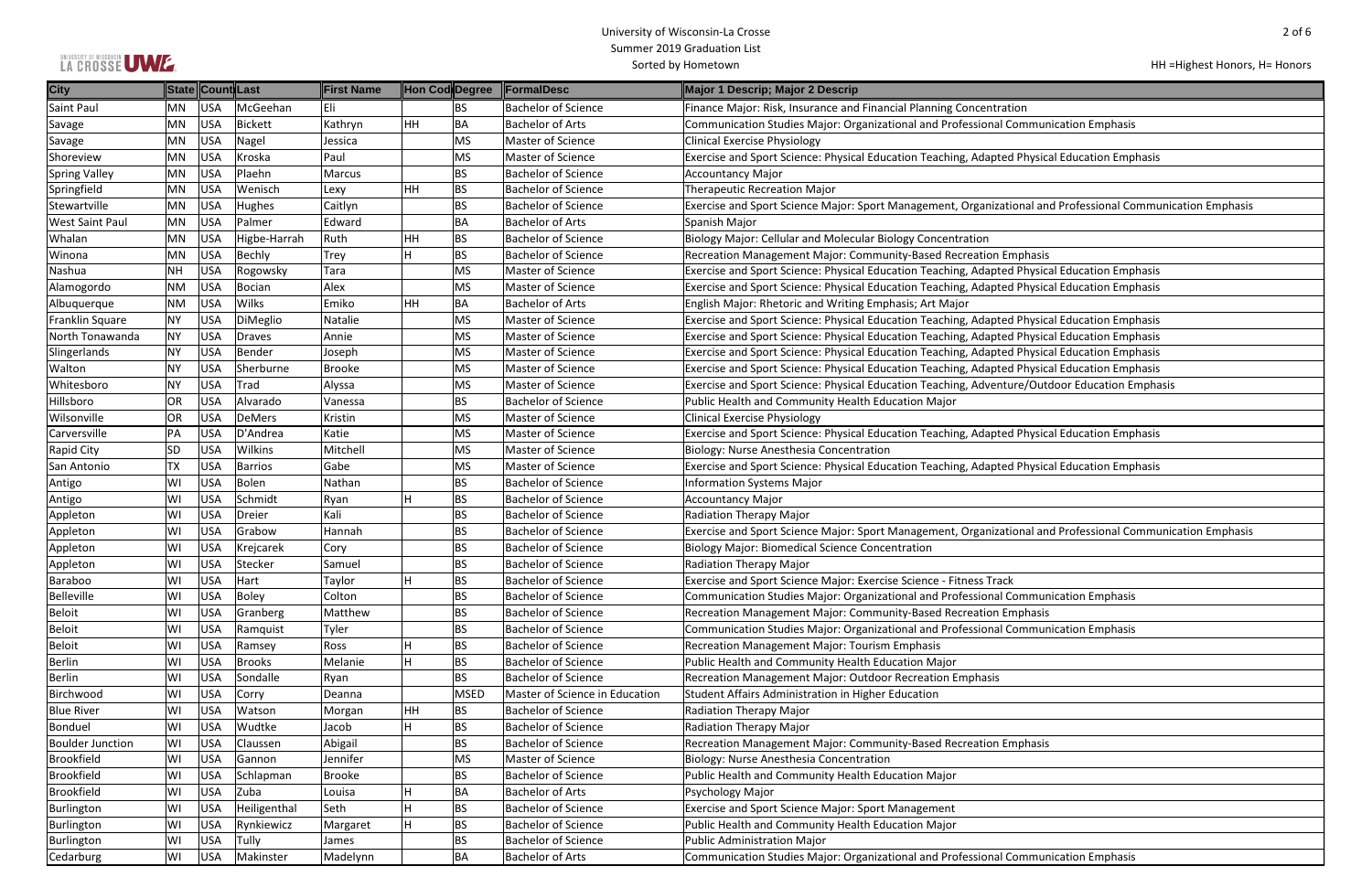University of Wisconsin-La Crosse
Summer 2019 Graduation List
Sorted by Hometown

HH =Highest Honors, H= Honors

| City | State | Count | Last | First Name | Hon Cod | Degree | FormalDesc | Major 1 Descrip; Major 2 Descrip |
|---|---|---|---|---|---|---|---|---|
| Saint Paul | MN | USA | McGeehan | Eli | | BS | Bachelor of Science | Finance Major: Risk, Insurance and Financial Planning Concentration |
| Savage | MN | USA | Bickett | Kathryn | HH | BA | Bachelor of Arts | Communication Studies Major: Organizational and Professional Communication Emphasis |
| Savage | MN | USA | Nagel | Jessica | | MS | Master of Science | Clinical Exercise Physiology |
| Shoreview | MN | USA | Kroska | Paul | | MS | Master of Science | Exercise and Sport Science: Physical Education Teaching, Adapted Physical Education Emphasis |
| Spring Valley | MN | USA | Plaehn | Marcus | | BS | Bachelor of Science | Accountancy Major |
| Springfield | MN | USA | Wenisch | Lexy | HH | BS | Bachelor of Science | Therapeutic Recreation Major |
| Stewartville | MN | USA | Hughes | Caitlyn | | BS | Bachelor of Science | Exercise and Sport Science Major: Sport Management, Organizational and Professional Communication Emphasis |
| West Saint Paul | MN | USA | Palmer | Edward | | BA | Bachelor of Arts | Spanish Major |
| Whalan | MN | USA | Higbe-Harrah | Ruth | HH | BS | Bachelor of Science | Biology Major: Cellular and Molecular Biology Concentration |
| Winona | MN | USA | Bechly | Trey | H | BS | Bachelor of Science | Recreation Management Major: Community-Based Recreation Emphasis |
| Nashua | NH | USA | Rogowsky | Tara | | MS | Master of Science | Exercise and Sport Science: Physical Education Teaching, Adapted Physical Education Emphasis |
| Alamogordo | NM | USA | Bocian | Alex | | MS | Master of Science | Exercise and Sport Science: Physical Education Teaching, Adapted Physical Education Emphasis |
| Albuquerque | NM | USA | Wilks | Emiko | HH | BA | Bachelor of Arts | English Major: Rhetoric and Writing Emphasis; Art Major |
| Franklin Square | NY | USA | DiMeglio | Natalie | | MS | Master of Science | Exercise and Sport Science: Physical Education Teaching, Adapted Physical Education Emphasis |
| North Tonawanda | NY | USA | Draves | Annie | | MS | Master of Science | Exercise and Sport Science: Physical Education Teaching, Adapted Physical Education Emphasis |
| Slingerlands | NY | USA | Bender | Joseph | | MS | Master of Science | Exercise and Sport Science: Physical Education Teaching, Adapted Physical Education Emphasis |
| Walton | NY | USA | Sherburne | Brooke | | MS | Master of Science | Exercise and Sport Science: Physical Education Teaching, Adapted Physical Education Emphasis |
| Whitesboro | NY | USA | Trad | Alyssa | | MS | Master of Science | Exercise and Sport Science: Physical Education Teaching, Adventure/Outdoor Education Emphasis |
| Hillsboro | OR | USA | Alvarado | Vanessa | | BS | Bachelor of Science | Public Health and Community Health Education Major |
| Wilsonville | OR | USA | DeMers | Kristin | | MS | Master of Science | Clinical Exercise Physiology |
| Carversville | PA | USA | D'Andrea | Katie | | MS | Master of Science | Exercise and Sport Science: Physical Education Teaching, Adapted Physical Education Emphasis |
| Rapid City | SD | USA | Wilkins | Mitchell | | MS | Master of Science | Biology: Nurse Anesthesia Concentration |
| San Antonio | TX | USA | Barrios | Gabe | | MS | Master of Science | Exercise and Sport Science: Physical Education Teaching, Adapted Physical Education Emphasis |
| Antigo | WI | USA | Bolen | Nathan | | BS | Bachelor of Science | Information Systems Major |
| Antigo | WI | USA | Schmidt | Ryan | H | BS | Bachelor of Science | Accountancy Major |
| Appleton | WI | USA | Dreier | Kali | | BS | Bachelor of Science | Radiation Therapy Major |
| Appleton | WI | USA | Grabow | Hannah | | BS | Bachelor of Science | Exercise and Sport Science Major: Sport Management, Organizational and Professional Communication Emphasis |
| Appleton | WI | USA | Krejcarek | Cory | | BS | Bachelor of Science | Biology Major: Biomedical Science Concentration |
| Appleton | WI | USA | Stecker | Samuel | | BS | Bachelor of Science | Radiation Therapy Major |
| Baraboo | WI | USA | Hart | Taylor | H | BS | Bachelor of Science | Exercise and Sport Science Major: Exercise Science - Fitness Track |
| Belleville | WI | USA | Boley | Colton | | BS | Bachelor of Science | Communication Studies Major: Organizational and Professional Communication Emphasis |
| Beloit | WI | USA | Granberg | Matthew | | BS | Bachelor of Science | Recreation Management Major: Community-Based Recreation Emphasis |
| Beloit | WI | USA | Ramquist | Tyler | | BS | Bachelor of Science | Communication Studies Major: Organizational and Professional Communication Emphasis |
| Beloit | WI | USA | Ramsey | Ross | H | BS | Bachelor of Science | Recreation Management Major: Tourism Emphasis |
| Berlin | WI | USA | Brooks | Melanie | H | BS | Bachelor of Science | Public Health and Community Health Education Major |
| Berlin | WI | USA | Sondalle | Ryan | | BS | Bachelor of Science | Recreation Management Major: Outdoor Recreation Emphasis |
| Birchwood | WI | USA | Corry | Deanna | | MSED | Master of Science in Education | Student Affairs Administration in Higher Education |
| Blue River | WI | USA | Watson | Morgan | HH | BS | Bachelor of Science | Radiation Therapy Major |
| Bonduel | WI | USA | Wudtke | Jacob | H | BS | Bachelor of Science | Radiation Therapy Major |
| Boulder Junction | WI | USA | Claussen | Abigail | | BS | Bachelor of Science | Recreation Management Major: Community-Based Recreation Emphasis |
| Brookfield | WI | USA | Gannon | Jennifer | | MS | Master of Science | Biology: Nurse Anesthesia Concentration |
| Brookfield | WI | USA | Schlapman | Brooke | | BS | Bachelor of Science | Public Health and Community Health Education Major |
| Brookfield | WI | USA | Zuba | Louisa | H | BA | Bachelor of Arts | Psychology Major |
| Burlington | WI | USA | Heiligenthal | Seth | H | BS | Bachelor of Science | Exercise and Sport Science Major: Sport Management |
| Burlington | WI | USA | Rynkiewicz | Margaret | H | BS | Bachelor of Science | Public Health and Community Health Education Major |
| Burlington | WI | USA | Tully | James | | BS | Bachelor of Science | Public Administration Major |
| Cedarburg | WI | USA | Makinster | Madelynn | | BA | Bachelor of Arts | Communication Studies Major: Organizational and Professional Communication Emphasis |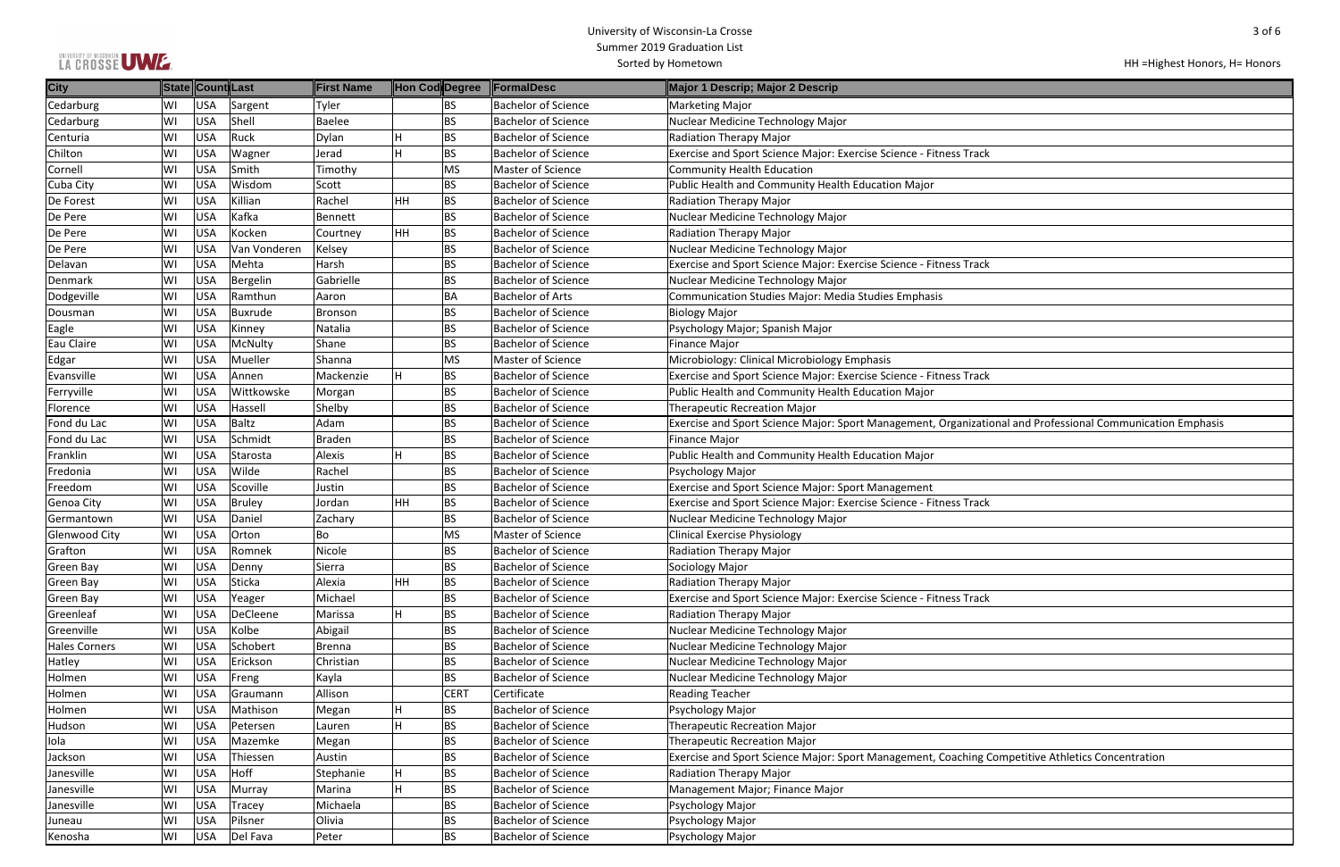# University of Wisconsin-La Crosse
## Summer 2019 Graduation List
### Sorted by Hometown

HH =Highest Honors, H= Honors

| City | State | Count | Last | First Name | Hon Cod | Degree | FormalDesc | Major 1 Descrip; Major 2 Descrip |
|---|---|---|---|---|---|---|---|---|
| Cedarburg | WI | USA | Sargent | Tyler | | BS | Bachelor of Science | Marketing Major |
| Cedarburg | WI | USA | Shell | Baelee | | BS | Bachelor of Science | Nuclear Medicine Technology Major |
| Centuria | WI | USA | Ruck | Dylan | H | BS | Bachelor of Science | Radiation Therapy Major |
| Chilton | WI | USA | Wagner | Jerad | H | BS | Bachelor of Science | Exercise and Sport Science Major: Exercise Science - Fitness Track |
| Cornell | WI | USA | Smith | Timothy | | MS | Master of Science | Community Health Education |
| Cuba City | WI | USA | Wisdom | Scott | | BS | Bachelor of Science | Public Health and Community Health Education Major |
| De Forest | WI | USA | Killian | Rachel | HH | BS | Bachelor of Science | Radiation Therapy Major |
| De Pere | WI | USA | Kafka | Bennett | | BS | Bachelor of Science | Nuclear Medicine Technology Major |
| De Pere | WI | USA | Kocken | Courtney | HH | BS | Bachelor of Science | Radiation Therapy Major |
| De Pere | WI | USA | Van Vonderen | Kelsey | | BS | Bachelor of Science | Nuclear Medicine Technology Major |
| Delavan | WI | USA | Mehta | Harsh | | BS | Bachelor of Science | Exercise and Sport Science Major: Exercise Science - Fitness Track |
| Denmark | WI | USA | Bergelin | Gabrielle | | BS | Bachelor of Science | Nuclear Medicine Technology Major |
| Dodgeville | WI | USA | Ramthun | Aaron | | BA | Bachelor of Arts | Communication Studies Major: Media Studies Emphasis |
| Dousman | WI | USA | Buxrude | Bronson | | BS | Bachelor of Science | Biology Major |
| Eagle | WI | USA | Kinney | Natalia | | BS | Bachelor of Science | Psychology Major; Spanish Major |
| Eau Claire | WI | USA | McNulty | Shane | | BS | Bachelor of Science | Finance Major |
| Edgar | WI | USA | Mueller | Shanna | | MS | Master of Science | Microbiology: Clinical Microbiology Emphasis |
| Evansville | WI | USA | Annen | Mackenzie | H | BS | Bachelor of Science | Exercise and Sport Science Major: Exercise Science - Fitness Track |
| Ferryville | WI | USA | Wittkowske | Morgan | | BS | Bachelor of Science | Public Health and Community Health Education Major |
| Florence | WI | USA | Hassell | Shelby | | BS | Bachelor of Science | Therapeutic Recreation Major |
| Fond du Lac | WI | USA | Baltz | Adam | | BS | Bachelor of Science | Exercise and Sport Science Major: Sport Management, Organizational and Professional Communication Emphasis |
| Fond du Lac | WI | USA | Schmidt | Braden | | BS | Bachelor of Science | Finance Major |
| Franklin | WI | USA | Starosta | Alexis | H | BS | Bachelor of Science | Public Health and Community Health Education Major |
| Fredonia | WI | USA | Wilde | Rachel | | BS | Bachelor of Science | Psychology Major |
| Freedom | WI | USA | Scoville | Justin | | BS | Bachelor of Science | Exercise and Sport Science Major: Sport Management |
| Genoa City | WI | USA | Bruley | Jordan | HH | BS | Bachelor of Science | Exercise and Sport Science Major: Exercise Science - Fitness Track |
| Germantown | WI | USA | Daniel | Zachary | | BS | Bachelor of Science | Nuclear Medicine Technology Major |
| Glenwood City | WI | USA | Orton | Bo | | MS | Master of Science | Clinical Exercise Physiology |
| Grafton | WI | USA | Romnek | Nicole | | BS | Bachelor of Science | Radiation Therapy Major |
| Green Bay | WI | USA | Denny | Sierra | | BS | Bachelor of Science | Sociology Major |
| Green Bay | WI | USA | Sticka | Alexia | HH | BS | Bachelor of Science | Radiation Therapy Major |
| Green Bay | WI | USA | Yeager | Michael | | BS | Bachelor of Science | Exercise and Sport Science Major: Exercise Science - Fitness Track |
| Greenleaf | WI | USA | DeCleene | Marissa | H | BS | Bachelor of Science | Radiation Therapy Major |
| Greenville | WI | USA | Kolbe | Abigail | | BS | Bachelor of Science | Nuclear Medicine Technology Major |
| Hales Corners | WI | USA | Schobert | Brenna | | BS | Bachelor of Science | Nuclear Medicine Technology Major |
| Hatley | WI | USA | Erickson | Christian | | BS | Bachelor of Science | Nuclear Medicine Technology Major |
| Holmen | WI | USA | Freng | Kayla | | BS | Bachelor of Science | Nuclear Medicine Technology Major |
| Holmen | WI | USA | Graumann | Allison | | CERT | Certificate | Reading Teacher |
| Holmen | WI | USA | Mathison | Megan | H | BS | Bachelor of Science | Psychology Major |
| Hudson | WI | USA | Petersen | Lauren | H | BS | Bachelor of Science | Therapeutic Recreation Major |
| Iola | WI | USA | Mazemke | Megan | | BS | Bachelor of Science | Therapeutic Recreation Major |
| Jackson | WI | USA | Thiessen | Austin | | BS | Bachelor of Science | Exercise and Sport Science Major: Sport Management, Coaching Competitive Athletics Concentration |
| Janesville | WI | USA | Hoff | Stephanie | H | BS | Bachelor of Science | Radiation Therapy Major |
| Janesville | WI | USA | Murray | Marina | H | BS | Bachelor of Science | Management Major; Finance Major |
| Janesville | WI | USA | Tracey | Michaela | | BS | Bachelor of Science | Psychology Major |
| Juneau | WI | USA | Pilsner | Olivia | | BS | Bachelor of Science | Psychology Major |
| Kenosha | WI | USA | Del Fava | Peter | | BS | Bachelor of Science | Psychology Major |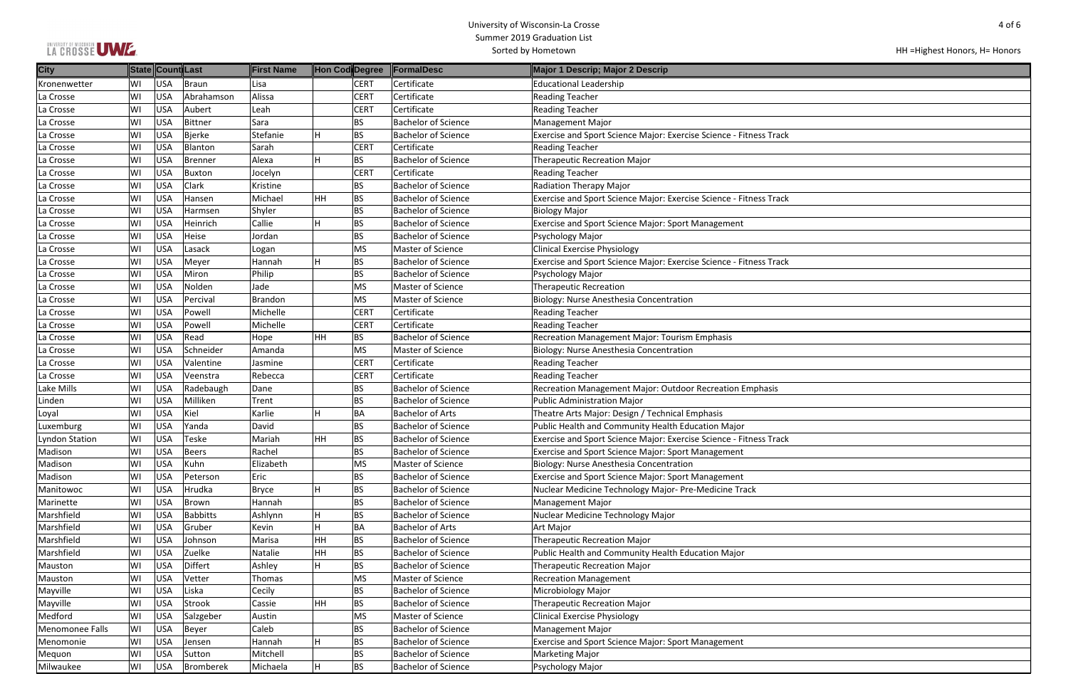# University of Wisconsin-La Crosse
## Summer 2019 Graduation List
### Sorted by Hometown

HH =Highest Honors, H= Honors

| City | State | Count | Last | First Name | Hon Cod | Degree | FormalDesc | Major 1 Descrip; Major 2 Descrip |
|---|---|---|---|---|---|---|---|---|
| Kronenwetter | WI | USA | Braun | Lisa | | CERT | Certificate | Educational Leadership |
| La Crosse | WI | USA | Abrahamson | Alissa | | CERT | Certificate | Reading Teacher |
| La Crosse | WI | USA | Aubert | Leah | | CERT | Certificate | Reading Teacher |
| La Crosse | WI | USA | Bittner | Sara | | BS | Bachelor of Science | Management Major |
| La Crosse | WI | USA | Bjerke | Stefanie | H | BS | Bachelor of Science | Exercise and Sport Science Major: Exercise Science - Fitness Track |
| La Crosse | WI | USA | Blanton | Sarah | | CERT | Certificate | Reading Teacher |
| La Crosse | WI | USA | Brenner | Alexa | H | BS | Bachelor of Science | Therapeutic Recreation Major |
| La Crosse | WI | USA | Buxton | Jocelyn | | CERT | Certificate | Reading Teacher |
| La Crosse | WI | USA | Clark | Kristine | | BS | Bachelor of Science | Radiation Therapy Major |
| La Crosse | WI | USA | Hansen | Michael | HH | BS | Bachelor of Science | Exercise and Sport Science Major: Exercise Science - Fitness Track |
| La Crosse | WI | USA | Harmsen | Shyler | | BS | Bachelor of Science | Biology Major |
| La Crosse | WI | USA | Heinrich | Callie | H | BS | Bachelor of Science | Exercise and Sport Science Major: Sport Management |
| La Crosse | WI | USA | Heise | Jordan | | BS | Bachelor of Science | Psychology Major |
| La Crosse | WI | USA | Lasack | Logan | | MS | Master of Science | Clinical Exercise Physiology |
| La Crosse | WI | USA | Meyer | Hannah | H | BS | Bachelor of Science | Exercise and Sport Science Major: Exercise Science - Fitness Track |
| La Crosse | WI | USA | Miron | Philip | | BS | Bachelor of Science | Psychology Major |
| La Crosse | WI | USA | Nolden | Jade | | MS | Master of Science | Therapeutic Recreation |
| La Crosse | WI | USA | Percival | Brandon | | MS | Master of Science | Biology: Nurse Anesthesia Concentration |
| La Crosse | WI | USA | Powell | Michelle | | CERT | Certificate | Reading Teacher |
| La Crosse | WI | USA | Powell | Michelle | | CERT | Certificate | Reading Teacher |
| La Crosse | WI | USA | Read | Hope | HH | BS | Bachelor of Science | Recreation Management Major: Tourism Emphasis |
| La Crosse | WI | USA | Schneider | Amanda | | MS | Master of Science | Biology: Nurse Anesthesia Concentration |
| La Crosse | WI | USA | Valentine | Jasmine | | CERT | Certificate | Reading Teacher |
| La Crosse | WI | USA | Veenstra | Rebecca | | CERT | Certificate | Reading Teacher |
| Lake Mills | WI | USA | Radebaugh | Dane | | BS | Bachelor of Science | Recreation Management Major: Outdoor Recreation Emphasis |
| Linden | WI | USA | Milliken | Trent | | BS | Bachelor of Science | Public Administration Major |
| Loyal | WI | USA | Kiel | Karlie | H | BA | Bachelor of Arts | Theatre Arts Major: Design / Technical Emphasis |
| Luxemburg | WI | USA | Yanda | David | | BS | Bachelor of Science | Public Health and Community Health Education Major |
| Lyndon Station | WI | USA | Teske | Mariah | HH | BS | Bachelor of Science | Exercise and Sport Science Major: Exercise Science - Fitness Track |
| Madison | WI | USA | Beers | Rachel | | BS | Bachelor of Science | Exercise and Sport Science Major: Sport Management |
| Madison | WI | USA | Kuhn | Elizabeth | | MS | Master of Science | Biology: Nurse Anesthesia Concentration |
| Madison | WI | USA | Peterson | Eric | | BS | Bachelor of Science | Exercise and Sport Science Major: Sport Management |
| Manitowoc | WI | USA | Hrudka | Bryce | H | BS | Bachelor of Science | Nuclear Medicine Technology Major- Pre-Medicine Track |
| Marinette | WI | USA | Brown | Hannah | | BS | Bachelor of Science | Management Major |
| Marshfield | WI | USA | Babbitts | Ashlynn | H | BS | Bachelor of Science | Nuclear Medicine Technology Major |
| Marshfield | WI | USA | Gruber | Kevin | H | BA | Bachelor of Arts | Art Major |
| Marshfield | WI | USA | Johnson | Marisa | HH | BS | Bachelor of Science | Therapeutic Recreation Major |
| Marshfield | WI | USA | Zuelke | Natalie | HH | BS | Bachelor of Science | Public Health and Community Health Education Major |
| Mauston | WI | USA | Differt | Ashley | H | BS | Bachelor of Science | Therapeutic Recreation Major |
| Mauston | WI | USA | Vetter | Thomas | | MS | Master of Science | Recreation Management |
| Mayville | WI | USA | Liska | Cecily | | BS | Bachelor of Science | Microbiology Major |
| Mayville | WI | USA | Strook | Cassie | HH | BS | Bachelor of Science | Therapeutic Recreation Major |
| Medford | WI | USA | Salzgeber | Austin | | MS | Master of Science | Clinical Exercise Physiology |
| Menomonee Falls | WI | USA | Beyer | Caleb | | BS | Bachelor of Science | Management Major |
| Menomonie | WI | USA | Jensen | Hannah | H | BS | Bachelor of Science | Exercise and Sport Science Major: Sport Management |
| Mequon | WI | USA | Sutton | Mitchell | | BS | Bachelor of Science | Marketing Major |
| Milwaukee | WI | USA | Bromberek | Michaela | H | BS | Bachelor of Science | Psychology Major |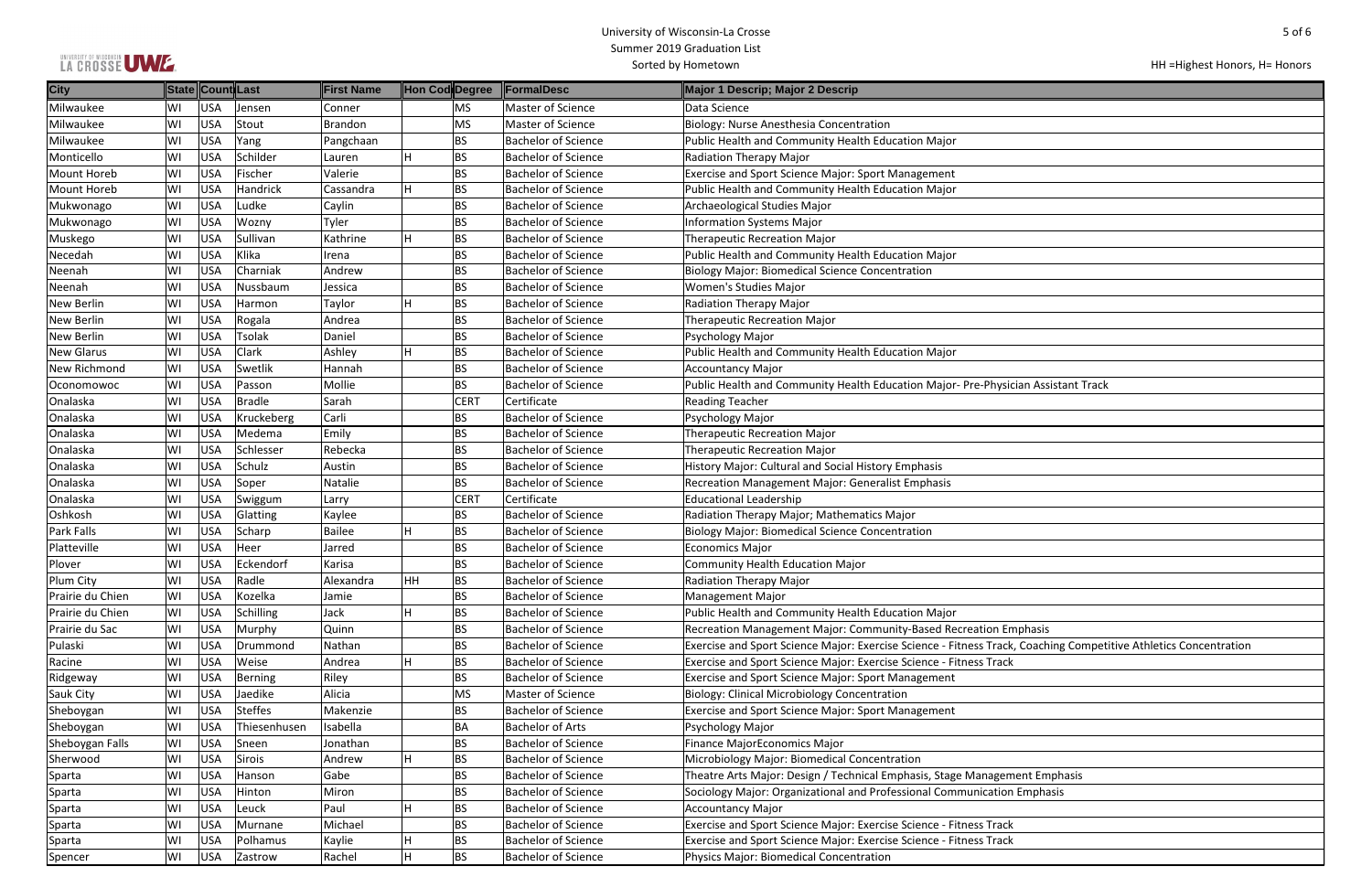University of Wisconsin-La Crosse
Summer 2019 Graduation List
Sorted by Hometown

HH =Highest Honors, H= Honors

| City | State | Count | Last | First Name | Hon Cod | Degree | FormalDesc | Major 1 Descrip; Major 2 Descrip |
|---|---|---|---|---|---|---|---|---|
| Milwaukee | WI | USA | Jensen | Conner | | MS | Master of Science | Data Science |
| Milwaukee | WI | USA | Stout | Brandon | | MS | Master of Science | Biology: Nurse Anesthesia Concentration |
| Milwaukee | WI | USA | Yang | Pangchaan | | BS | Bachelor of Science | Public Health and Community Health Education Major |
| Monticello | WI | USA | Schilder | Lauren | H | BS | Bachelor of Science | Radiation Therapy Major |
| Mount Horeb | WI | USA | Fischer | Valerie | | BS | Bachelor of Science | Exercise and Sport Science Major: Sport Management |
| Mount Horeb | WI | USA | Handrick | Cassandra | H | BS | Bachelor of Science | Public Health and Community Health Education Major |
| Mukwonago | WI | USA | Ludke | Caylin | | BS | Bachelor of Science | Archaeological Studies Major |
| Mukwonago | WI | USA | Wozny | Tyler | | BS | Bachelor of Science | Information Systems Major |
| Muskego | WI | USA | Sullivan | Kathrine | H | BS | Bachelor of Science | Therapeutic Recreation Major |
| Necedah | WI | USA | Klika | Irena | | BS | Bachelor of Science | Public Health and Community Health Education Major |
| Neenah | WI | USA | Charniak | Andrew | | BS | Bachelor of Science | Biology Major: Biomedical Science Concentration |
| Neenah | WI | USA | Nussbaum | Jessica | | BS | Bachelor of Science | Women's Studies Major |
| New Berlin | WI | USA | Harmon | Taylor | H | BS | Bachelor of Science | Radiation Therapy Major |
| New Berlin | WI | USA | Rogala | Andrea | | BS | Bachelor of Science | Therapeutic Recreation Major |
| New Berlin | WI | USA | Tsolak | Daniel | | BS | Bachelor of Science | Psychology Major |
| New Glarus | WI | USA | Clark | Ashley | H | BS | Bachelor of Science | Public Health and Community Health Education Major |
| New Richmond | WI | USA | Swetlik | Hannah | | BS | Bachelor of Science | Accountancy Major |
| Oconomowoc | WI | USA | Passon | Mollie | | BS | Bachelor of Science | Public Health and Community Health Education Major- Pre-Physician Assistant Track |
| Onalaska | WI | USA | Bradle | Sarah | | CERT | Certificate | Reading Teacher |
| Onalaska | WI | USA | Kruckeberg | Carli | | BS | Bachelor of Science | Psychology Major |
| Onalaska | WI | USA | Medema | Emily | | BS | Bachelor of Science | Therapeutic Recreation Major |
| Onalaska | WI | USA | Schlesser | Rebecka | | BS | Bachelor of Science | Therapeutic Recreation Major |
| Onalaska | WI | USA | Schulz | Austin | | BS | Bachelor of Science | History Major: Cultural and Social History Emphasis |
| Onalaska | WI | USA | Soper | Natalie | | BS | Bachelor of Science | Recreation Management Major: Generalist Emphasis |
| Onalaska | WI | USA | Swiggum | Larry | | CERT | Certificate | Educational Leadership |
| Oshkosh | WI | USA | Glatting | Kaylee | | BS | Bachelor of Science | Radiation Therapy Major; Mathematics Major |
| Park Falls | WI | USA | Scharp | Bailee | H | BS | Bachelor of Science | Biology Major: Biomedical Science Concentration |
| Platteville | WI | USA | Heer | Jarred | | BS | Bachelor of Science | Economics Major |
| Plover | WI | USA | Eckendorf | Karisa | | BS | Bachelor of Science | Community Health Education Major |
| Plum City | WI | USA | Radle | Alexandra | HH | BS | Bachelor of Science | Radiation Therapy Major |
| Prairie du Chien | WI | USA | Kozelka | Jamie | | BS | Bachelor of Science | Management Major |
| Prairie du Chien | WI | USA | Schilling | Jack | H | BS | Bachelor of Science | Public Health and Community Health Education Major |
| Prairie du Sac | WI | USA | Murphy | Quinn | | BS | Bachelor of Science | Recreation Management Major: Community-Based Recreation Emphasis |
| Pulaski | WI | USA | Drummond | Nathan | | BS | Bachelor of Science | Exercise and Sport Science Major: Exercise Science - Fitness Track, Coaching Competitive Athletics Concentration |
| Racine | WI | USA | Weise | Andrea | H | BS | Bachelor of Science | Exercise and Sport Science Major: Exercise Science - Fitness Track |
| Ridgeway | WI | USA | Berning | Riley | | BS | Bachelor of Science | Exercise and Sport Science Major: Sport Management |
| Sauk City | WI | USA | Jaedike | Alicia | | MS | Master of Science | Biology: Clinical Microbiology Concentration |
| Sheboygan | WI | USA | Steffes | Makenzie | | BS | Bachelor of Science | Exercise and Sport Science Major: Sport Management |
| Sheboygan | WI | USA | Thiesenhusen | Isabella | | BA | Bachelor of Arts | Psychology Major |
| Sheboygan Falls | WI | USA | Sneen | Jonathan | | BS | Bachelor of Science | Finance MajorEconomics Major |
| Sherwood | WI | USA | Sirois | Andrew | H | BS | Bachelor of Science | Microbiology Major: Biomedical Concentration |
| Sparta | WI | USA | Hanson | Gabe | | BS | Bachelor of Science | Theatre Arts Major: Design / Technical Emphasis, Stage Management Emphasis |
| Sparta | WI | USA | Hinton | Miron | | BS | Bachelor of Science | Sociology Major: Organizational and Professional Communication Emphasis |
| Sparta | WI | USA | Leuck | Paul | H | BS | Bachelor of Science | Accountancy Major |
| Sparta | WI | USA | Murnane | Michael | | BS | Bachelor of Science | Exercise and Sport Science Major: Exercise Science - Fitness Track |
| Sparta | WI | USA | Polhamus | Kaylie | H | BS | Bachelor of Science | Exercise and Sport Science Major: Exercise Science - Fitness Track |
| Spencer | WI | USA | Zastrow | Rachel | H | BS | Bachelor of Science | Physics Major: Biomedical Concentration |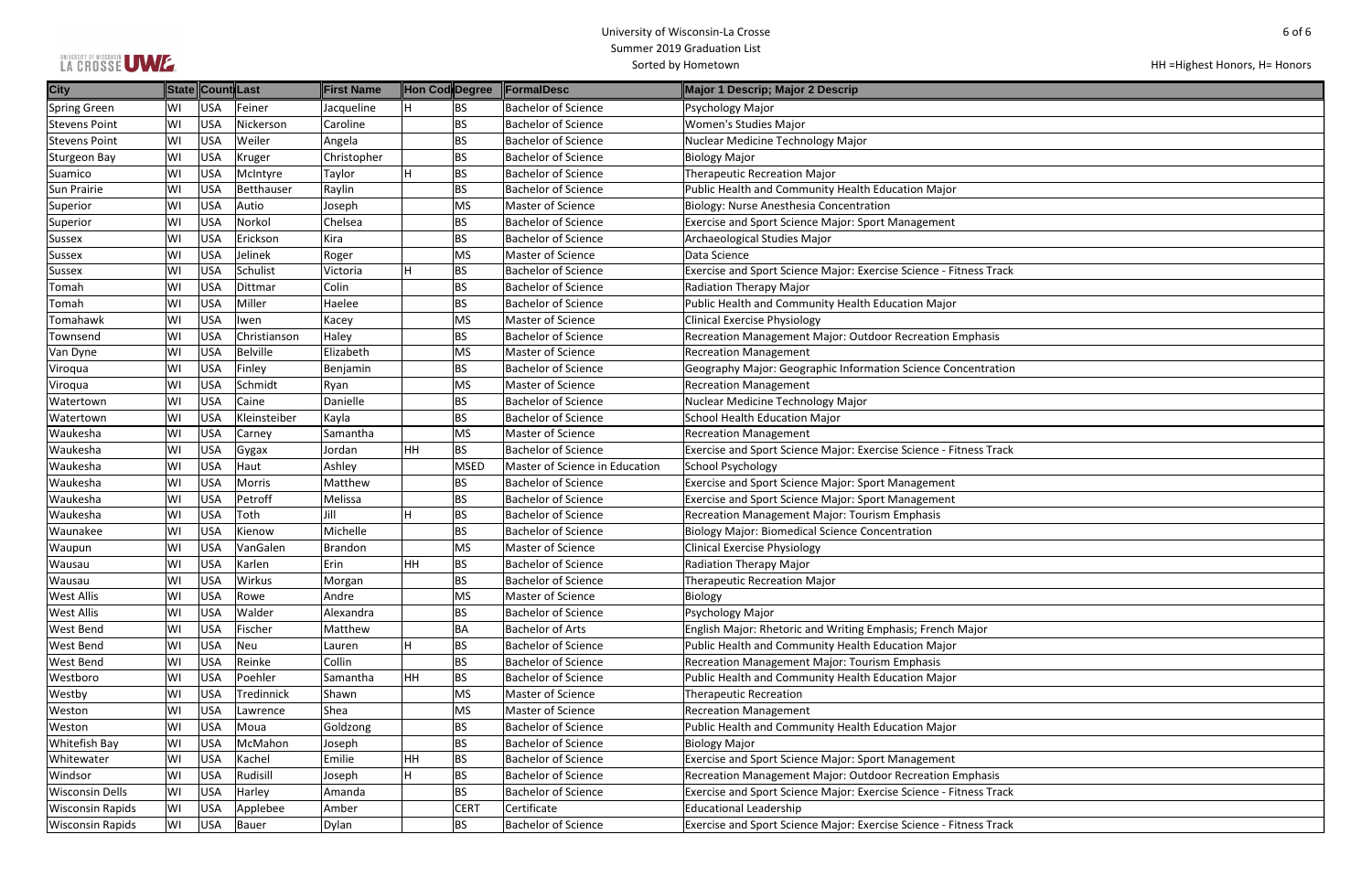# University of Wisconsin-La Crosse
## Summer 2019 Graduation List
Sorted by Hometown

HH =Highest Honors, H= Honors

| City | State | Count | Last | First Name | Hon Cod | Degree | FormalDesc | Major 1 Descrip; Major 2 Descrip |
|---|---|---|---|---|---|---|---|---|
| Spring Green | WI | USA | Feiner | Jacqueline | H | BS | Bachelor of Science | Psychology Major |
| Stevens Point | WI | USA | Nickerson | Caroline | | BS | Bachelor of Science | Women's Studies Major |
| Stevens Point | WI | USA | Weiler | Angela | | BS | Bachelor of Science | Nuclear Medicine Technology Major |
| Sturgeon Bay | WI | USA | Kruger | Christopher | | BS | Bachelor of Science | Biology Major |
| Suamico | WI | USA | McIntyre | Taylor | H | BS | Bachelor of Science | Therapeutic Recreation Major |
| Sun Prairie | WI | USA | Betthauser | Raylin | | BS | Bachelor of Science | Public Health and Community Health Education Major |
| Superior | WI | USA | Autio | Joseph | | MS | Master of Science | Biology: Nurse Anesthesia Concentration |
| Superior | WI | USA | Norkol | Chelsea | | BS | Bachelor of Science | Exercise and Sport Science Major: Sport Management |
| Sussex | WI | USA | Erickson | Kira | | BS | Bachelor of Science | Archaeological Studies Major |
| Sussex | WI | USA | Jelinek | Roger | | MS | Master of Science | Data Science |
| Sussex | WI | USA | Schulist | Victoria | H | BS | Bachelor of Science | Exercise and Sport Science Major: Exercise Science - Fitness Track |
| Tomah | WI | USA | Dittmar | Colin | | BS | Bachelor of Science | Radiation Therapy Major |
| Tomah | WI | USA | Miller | Haelee | | BS | Bachelor of Science | Public Health and Community Health Education Major |
| Tomahawk | WI | USA | Iwen | Kacey | | MS | Master of Science | Clinical Exercise Physiology |
| Townsend | WI | USA | Christianson | Haley | | BS | Bachelor of Science | Recreation Management Major: Outdoor Recreation Emphasis |
| Van Dyne | WI | USA | Belville | Elizabeth | | MS | Master of Science | Recreation Management |
| Viroqua | WI | USA | Finley | Benjamin | | BS | Bachelor of Science | Geography Major: Geographic Information Science Concentration |
| Viroqua | WI | USA | Schmidt | Ryan | | MS | Master of Science | Recreation Management |
| Watertown | WI | USA | Caine | Danielle | | BS | Bachelor of Science | Nuclear Medicine Technology Major |
| Watertown | WI | USA | Kleinsteiber | Kayla | | BS | Bachelor of Science | School Health Education Major |
| Waukesha | WI | USA | Carney | Samantha | | MS | Master of Science | Recreation Management |
| Waukesha | WI | USA | Gygax | Jordan | HH | BS | Bachelor of Science | Exercise and Sport Science Major: Exercise Science - Fitness Track |
| Waukesha | WI | USA | Haut | Ashley | | MSED | Master of Science in Education | School Psychology |
| Waukesha | WI | USA | Morris | Matthew | | BS | Bachelor of Science | Exercise and Sport Science Major: Sport Management |
| Waukesha | WI | USA | Petroff | Melissa | | BS | Bachelor of Science | Exercise and Sport Science Major: Sport Management |
| Waukesha | WI | USA | Toth | Jill | H | BS | Bachelor of Science | Recreation Management Major: Tourism Emphasis |
| Waunakee | WI | USA | Kienow | Michelle | | BS | Bachelor of Science | Biology Major: Biomedical Science Concentration |
| Waupun | WI | USA | VanGalen | Brandon | | MS | Master of Science | Clinical Exercise Physiology |
| Wausau | WI | USA | Karlen | Erin | HH | BS | Bachelor of Science | Radiation Therapy Major |
| Wausau | WI | USA | Wirkus | Morgan | | BS | Bachelor of Science | Therapeutic Recreation Major |
| West Allis | WI | USA | Rowe | Andre | | MS | Master of Science | Biology |
| West Allis | WI | USA | Walder | Alexandra | | BS | Bachelor of Science | Psychology Major |
| West Bend | WI | USA | Fischer | Matthew | | BA | Bachelor of Arts | English Major: Rhetoric and Writing Emphasis; French Major |
| West Bend | WI | USA | Neu | Lauren | H | BS | Bachelor of Science | Public Health and Community Health Education Major |
| West Bend | WI | USA | Reinke | Collin | | BS | Bachelor of Science | Recreation Management Major: Tourism Emphasis |
| Westboro | WI | USA | Poehler | Samantha | HH | BS | Bachelor of Science | Public Health and Community Health Education Major |
| Westby | WI | USA | Tredinnick | Shawn | | MS | Master of Science | Therapeutic Recreation |
| Weston | WI | USA | Lawrence | Shea | | MS | Master of Science | Recreation Management |
| Weston | WI | USA | Moua | Goldzong | | BS | Bachelor of Science | Public Health and Community Health Education Major |
| Whitefish Bay | WI | USA | McMahon | Joseph | | BS | Bachelor of Science | Biology Major |
| Whitewater | WI | USA | Kachel | Emilie | HH | BS | Bachelor of Science | Exercise and Sport Science Major: Sport Management |
| Windsor | WI | USA | Rudisill | Joseph | H | BS | Bachelor of Science | Recreation Management Major: Outdoor Recreation Emphasis |
| Wisconsin Dells | WI | USA | Harley | Amanda | | BS | Bachelor of Science | Exercise and Sport Science Major: Exercise Science - Fitness Track |
| Wisconsin Rapids | WI | USA | Applebee | Amber | | CERT | Certificate | Educational Leadership |
| Wisconsin Rapids | WI | USA | Bauer | Dylan | | BS | Bachelor of Science | Exercise and Sport Science Major: Exercise Science - Fitness Track |